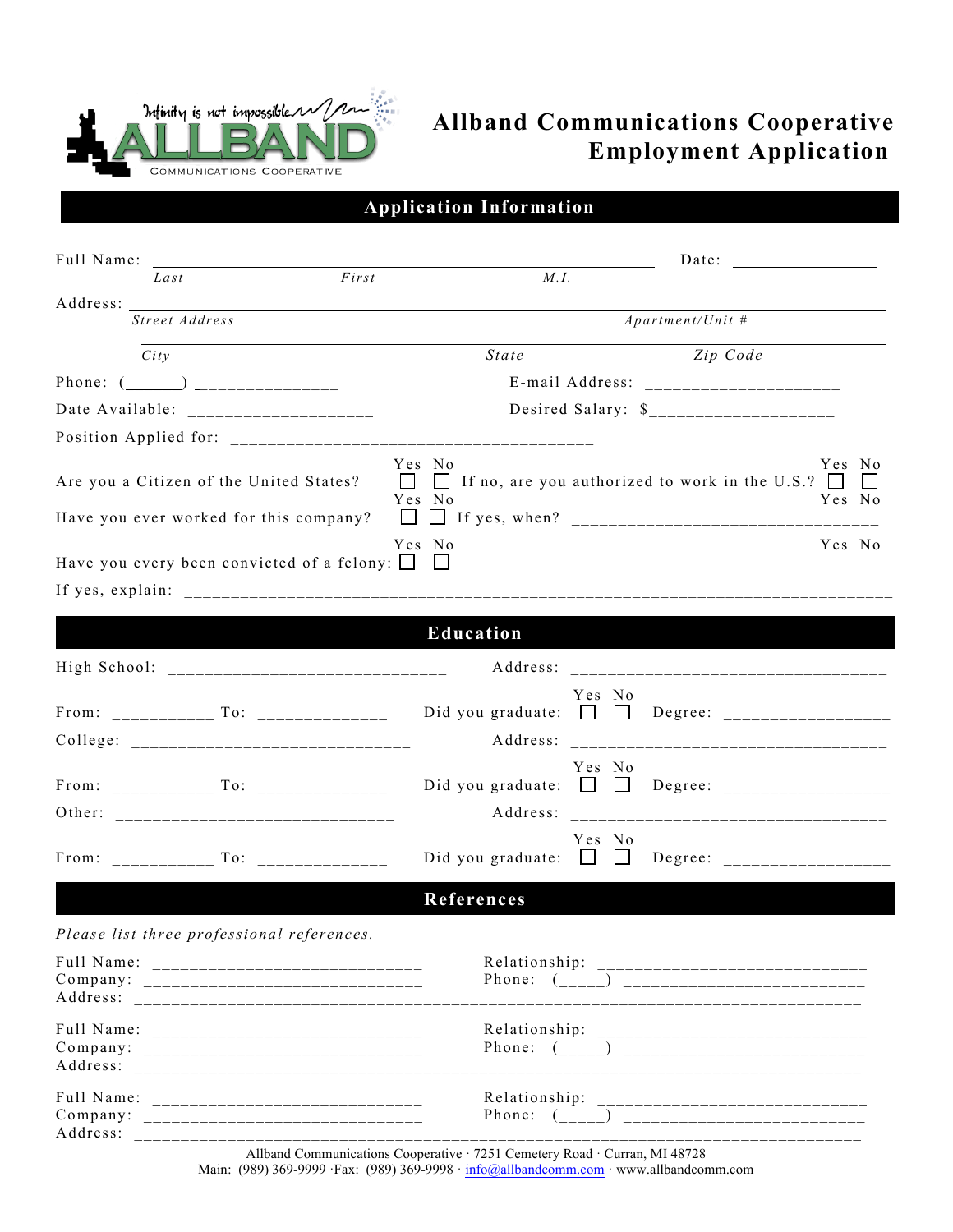Infinity is not impossible

ALLBAND COMMUNICATIONS COOPERATIVE

# Allband Communications Cooperative Employment Application

## Application Information

Full Name: ______________________________________________ Date: ______________

*Last* *First* *M.I.*

Address: ______________________________________________________________

*Street Address* *Apartment/Unit #*

______________________________________________________________

*City* *State* *Zip Code*

Phone: (______) _______________ E-mail Address: ____________________

Date Available: ____________________ Desired Salary: $___________________

Position Applied for: ________________________________________

Are you a Citizen of the United States? Yes ☐ No ☐ If no, are you authorized to work in the U.S.? Yes ☐ No ☐

Have you ever worked for this company? Yes ☐ No ☐ If yes, when? ________________________________

Have you every been convicted of a felony: Yes ☐ No ☐

If yes, explain: ____________________________________________________________________________

## Education

High School: ______________________________ Address: _________________________________

From: ___________ To: _____________ Did you graduate: Yes ☐ No ☐ Degree: _________________

College: ______________________________ Address: _________________________________

From: ___________ To: _____________ Did you graduate: Yes ☐ No ☐ Degree: _________________

Other: ______________________________ Address: _________________________________

From: ___________ To: _____________ Did you graduate: Yes ☐ No ☐ Degree: _________________

## References

*Please list three professional references.*

Full Name: ______________________________ Relationship: ______________________________
Company: ______________________________ Phone: (_____) _________________________
Address: ________________________________________________________________________________

Full Name: ______________________________ Relationship: ______________________________
Company: ______________________________ Phone: (_____) _________________________
Address: ________________________________________________________________________________

Full Name: ______________________________ Relationship: ______________________________
Company: ______________________________ Phone: (_____) _________________________
Address: ________________________________________________________________________________

Allband Communications Cooperative · 7251 Cemetery Road · Curran, MI 48728
Main: (989) 369-9999 ·Fax: (989) 369-9998 · info@allbandcomm.com · www.allbandcomm.com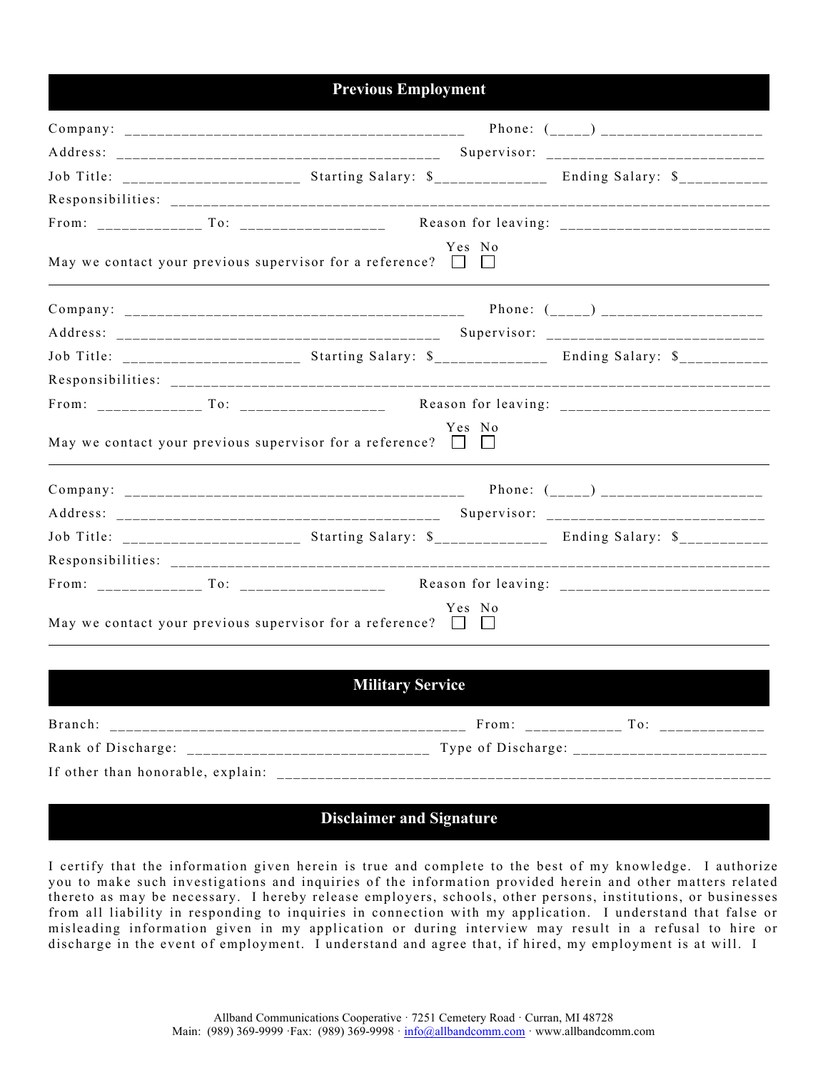## Previous Employment

Company: ____________________________________________ Phone: (_____) ____________________

Address: ___________________________________________ Supervisor: ___________________________

Job Title: ______________________ Starting Salary: $______________ Ending Salary: $___________

Responsibilities: ___________________________________________________________________________

From: _____________ To: __________________ Reason for leaving: __________________________

May we contact your previous supervisor for a reference? Yes ☐ No ☐

---

Company: ____________________________________________ Phone: (_____) ____________________

Address: ___________________________________________ Supervisor: ___________________________

Job Title: ______________________ Starting Salary: $______________ Ending Salary: $___________

Responsibilities: ___________________________________________________________________________

From: _____________ To: __________________ Reason for leaving: __________________________

May we contact your previous supervisor for a reference? Yes ☐ No ☐

---

Company: ____________________________________________ Phone: (_____) ____________________

Address: ___________________________________________ Supervisor: ___________________________

Job Title: ______________________ Starting Salary: $______________ Ending Salary: $___________

Responsibilities: ___________________________________________________________________________

From: _____________ To: __________________ Reason for leaving: __________________________

May we contact your previous supervisor for a reference? Yes ☐ No ☐

---

## Military Service

Branch: _____________________________________________ From: ____________ To: _____________

Rank of Discharge: ______________________________ Type of Discharge: ________________________

If other than honorable, explain: ______________________________________________________________

## Disclaimer and Signature

I certify that the information given herein is true and complete to the best of my knowledge. I authorize you to make such investigations and inquiries of the information provided herein and other matters related thereto as may be necessary. I hereby release employers, schools, other persons, institutions, or businesses from all liability in responding to inquiries in connection with my application. I understand that false or misleading information given in my application or during interview may result in a refusal to hire or discharge in the event of employment. I understand and agree that, if hired, my employment is at will. I

Allband Communications Cooperative · 7251 Cemetery Road · Curran, MI 48728
Main: (989) 369-9999 ·Fax: (989) 369-9998 · info@allbandcomm.com · www.allbandcomm.com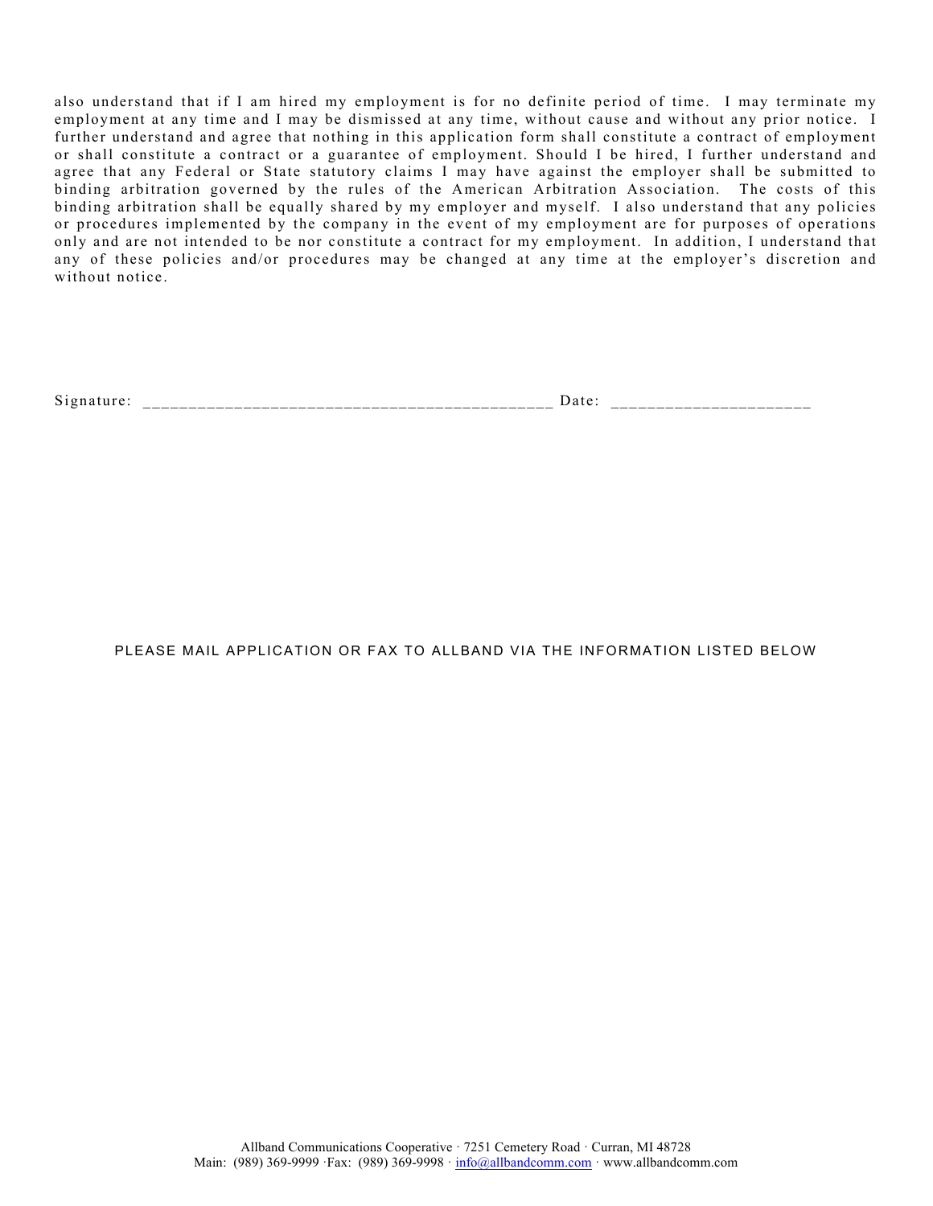also understand that if I am hired my employment is for no definite period of time. I may terminate my employment at any time and I may be dismissed at any time, without cause and without any prior notice. I further understand and agree that nothing in this application form shall constitute a contract of employment or shall constitute a contract or a guarantee of employment. Should I be hired, I further understand and agree that any Federal or State statutory claims I may have against the employer shall be submitted to binding arbitration governed by the rules of the American Arbitration Association. The costs of this binding arbitration shall be equally shared by my employer and myself. I also understand that any policies or procedures implemented by the company in the event of my employment are for purposes of operations only and are not intended to be nor constitute a contract for my employment. In addition, I understand that any of these policies and/or procedures may be changed at any time at the employer's discretion and without notice.

Signature: ____________________________________________ Date: _____________________

PLEASE MAIL APPLICATION OR FAX TO ALLBAND VIA THE INFORMATION LISTED BELOW

Allband Communications Cooperative · 7251 Cemetery Road · Curran, MI 48728
Main: (989) 369-9999 ·Fax: (989) 369-9998 · info@allbandcomm.com · www.allbandcomm.com